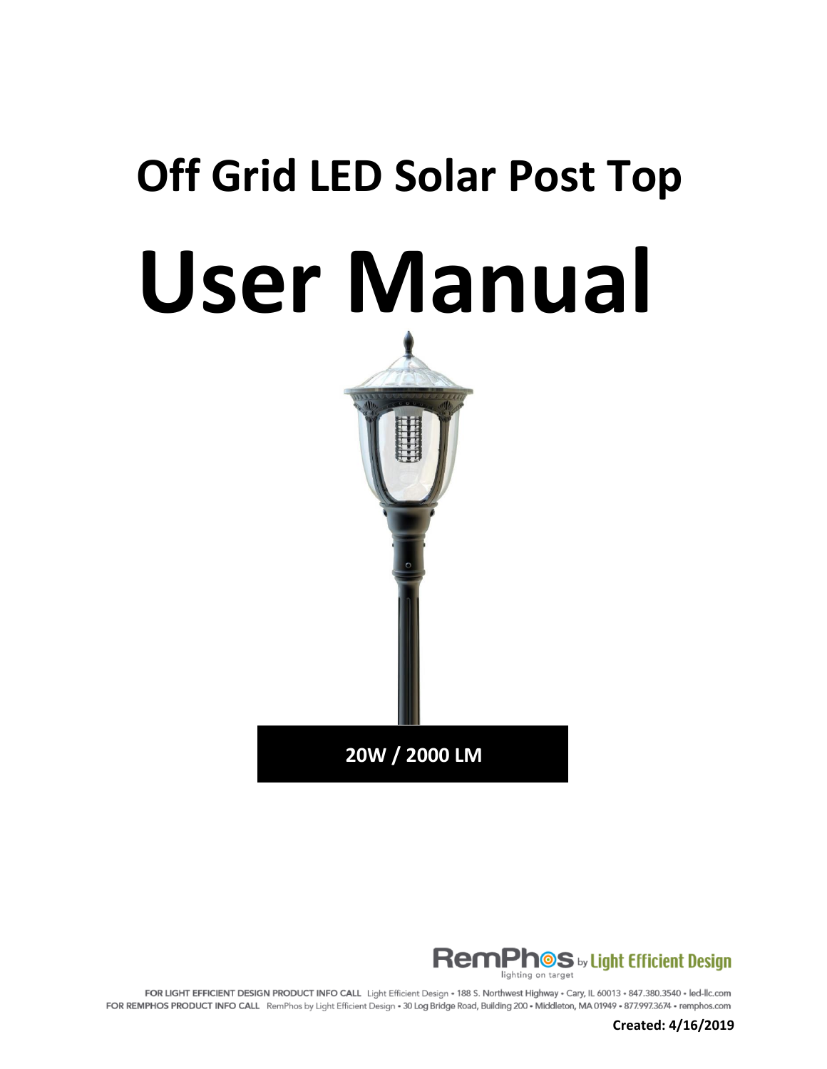# Off Grid LED Solar Post Top

# User Manual

**20W / 2000 LM**

RemPhos by Light Efficient Design
lighting on target

FOR LIGHT EFFICIENT DESIGN PRODUCT INFO CALL Light Efficient Design • 188 S. Northwest Highway • Cary, IL 60013 • 847.380.3540 • led-llc.com
FOR REMPHOS PRODUCT INFO CALL RemPhos by Light Efficient Design • 30 Log Bridge Road, Building 200 • Middleton, MA 01949 • 877.997.3674 • remphos.com

**Created: 4/16/2019**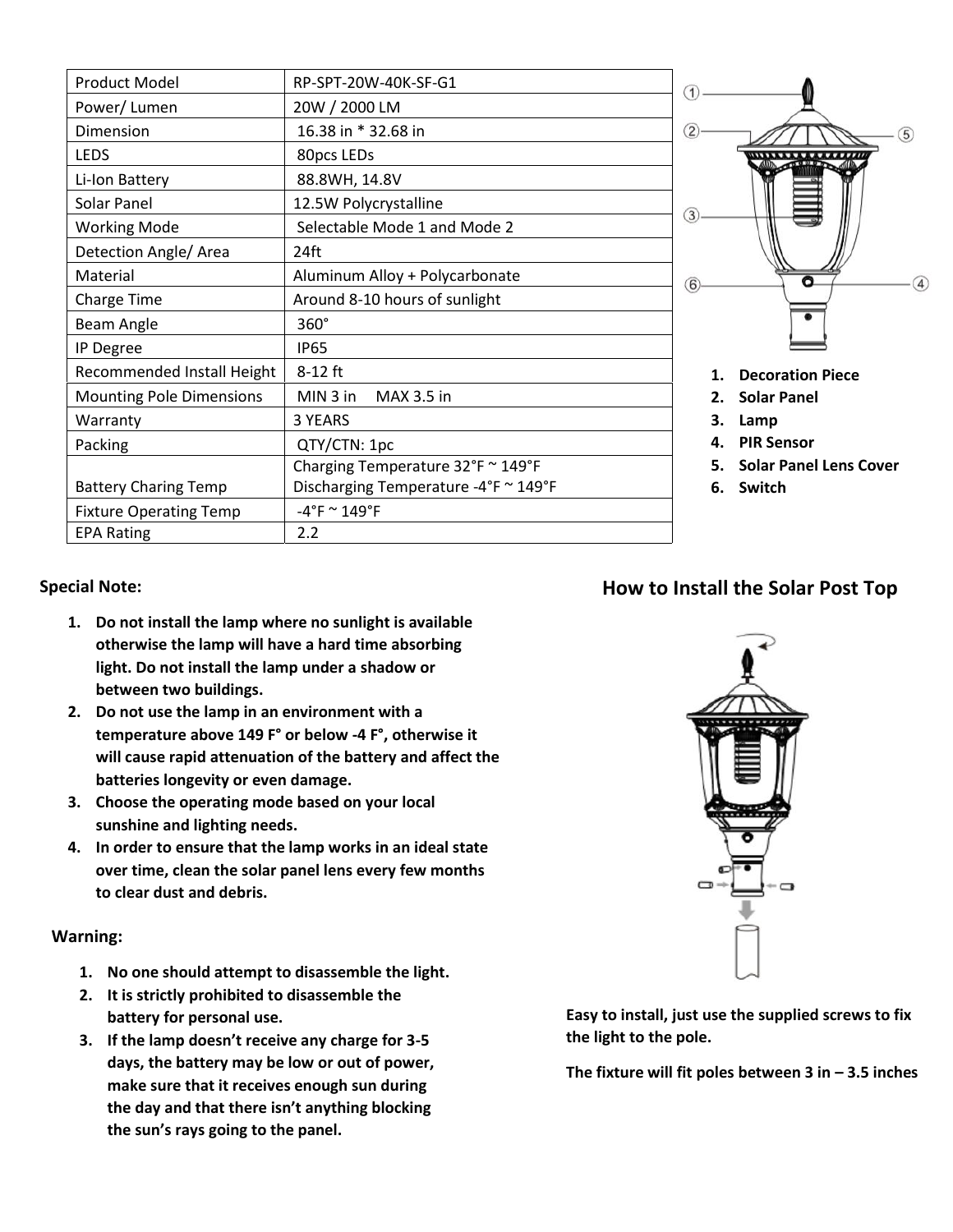| Product Model | RP-SPT-20W-40K-SF-G1 |
|---|---|
| Power/ Lumen | 20W / 2000 LM |
| Dimension | 16.38 in * 32.68 in |
| LEDS | 80pcs LEDs |
| Li-Ion Battery | 88.8WH, 14.8V |
| Solar Panel | 12.5W Polycrystalline |
| Working Mode | Selectable Mode 1 and Mode 2 |
| Detection Angle/ Area | 24ft |
| Material | Aluminum Alloy + Polycarbonate |
| Charge Time | Around 8-10 hours of sunlight |
| Beam Angle | 360° |
| IP Degree | IP65 |
| Recommended Install Height | 8-12 ft |
| Mounting Pole Dimensions | MIN 3 in MAX 3.5 in |
| Warranty | 3 YEARS |
| Packing | QTY/CTN: 1pc |
| Battery Charing Temp | Charging Temperature 32°F ~ 149°F<br>Discharging Temperature -4°F ~ 149°F |
| Fixture Operating Temp | -4°F ~ 149°F |
| EPA Rating | 2.2 |

1. **Decoration Piece**
2. **Solar Panel**
3. **Lamp**
4. **PIR Sensor**
5. **Solar Panel Lens Cover**
6. **Switch**

**Special Note:**

1. **Do not install the lamp where no sunlight is available otherwise the lamp will have a hard time absorbing light. Do not install the lamp under a shadow or between two buildings.**
2. **Do not use the lamp in an environment with a temperature above 149 F° or below -4 F°, otherwise it will cause rapid attenuation of the battery and affect the batteries longevity or even damage.**
3. **Choose the operating mode based on your local sunshine and lighting needs.**
4. **In order to ensure that the lamp works in an ideal state over time, clean the solar panel lens every few months to clear dust and debris.**

**Warning:**

1. **No one should attempt to disassemble the light.**
2. **It is strictly prohibited to disassemble the battery for personal use.**
3. **If the lamp doesn't receive any charge for 3-5 days, the battery may be low or out of power, make sure that it receives enough sun during the day and that there isn't anything blocking the sun's rays going to the panel.**

## How to Install the Solar Post Top

**Easy to install, just use the supplied screws to fix the light to the pole.**

**The fixture will fit poles between 3 in – 3.5 inches**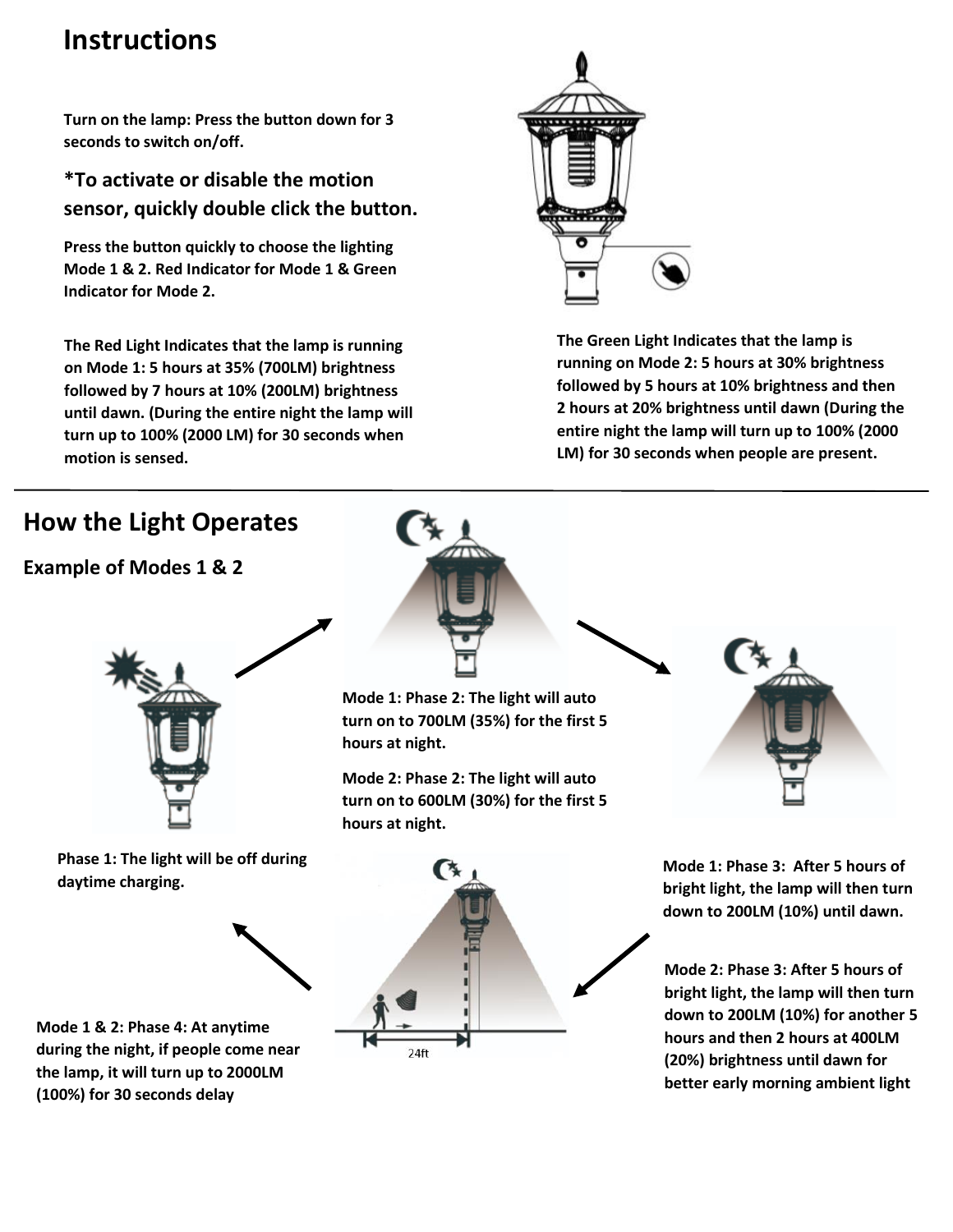# Instructions

**Turn on the lamp: Press the button down for 3 seconds to switch on/off.**

**\*To activate or disable the motion sensor, quickly double click the button.**

**Press the button quickly to choose the lighting Mode 1 & 2. Red Indicator for Mode 1 & Green Indicator for Mode 2.**

**The Red Light Indicates that the lamp is running on Mode 1: 5 hours at 35% (700LM) brightness followed by 7 hours at 10% (200LM) brightness until dawn. (During the entire night the lamp will turn up to 100% (2000 LM) for 30 seconds when motion is sensed.**

**The Green Light Indicates that the lamp is running on Mode 2: 5 hours at 30% brightness followed by 5 hours at 10% brightness and then 2 hours at 20% brightness until dawn (During the entire night the lamp will turn up to 100% (2000 LM) for 30 seconds when people are present.**

---

## How the Light Operates

### Example of Modes 1 & 2

**Phase 1: The light will be off during daytime charging.**

**Mode 1: Phase 2: The light will auto turn on to 700LM (35%) for the first 5 hours at night.**

**Mode 2: Phase 2: The light will auto turn on to 600LM (30%) for the first 5 hours at night.**

**Mode 1: Phase 3: After 5 hours of bright light, the lamp will then turn down to 200LM (10%) until dawn.**

**Mode 2: Phase 3: After 5 hours of bright light, the lamp will then turn down to 200LM (10%) for another 5 hours and then 2 hours at 400LM (20%) brightness until dawn for better early morning ambient light**

24ft

**Mode 1 & 2: Phase 4: At anytime during the night, if people come near the lamp, it will turn up to 2000LM (100%) for 30 seconds delay**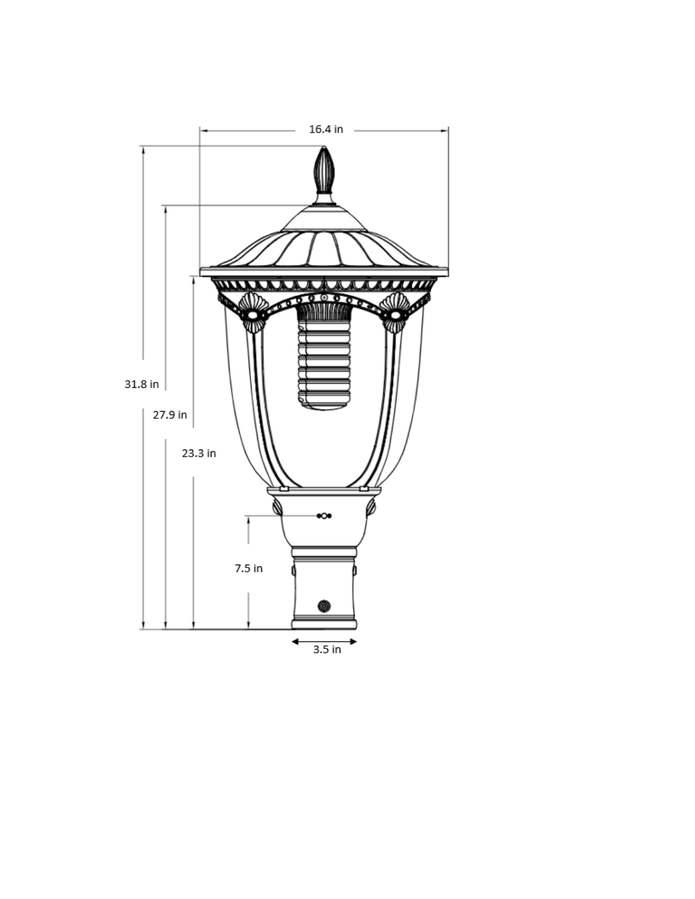16.4 in

31.8 in

27.9 in

23.3 in

7.5 in

3.5 in